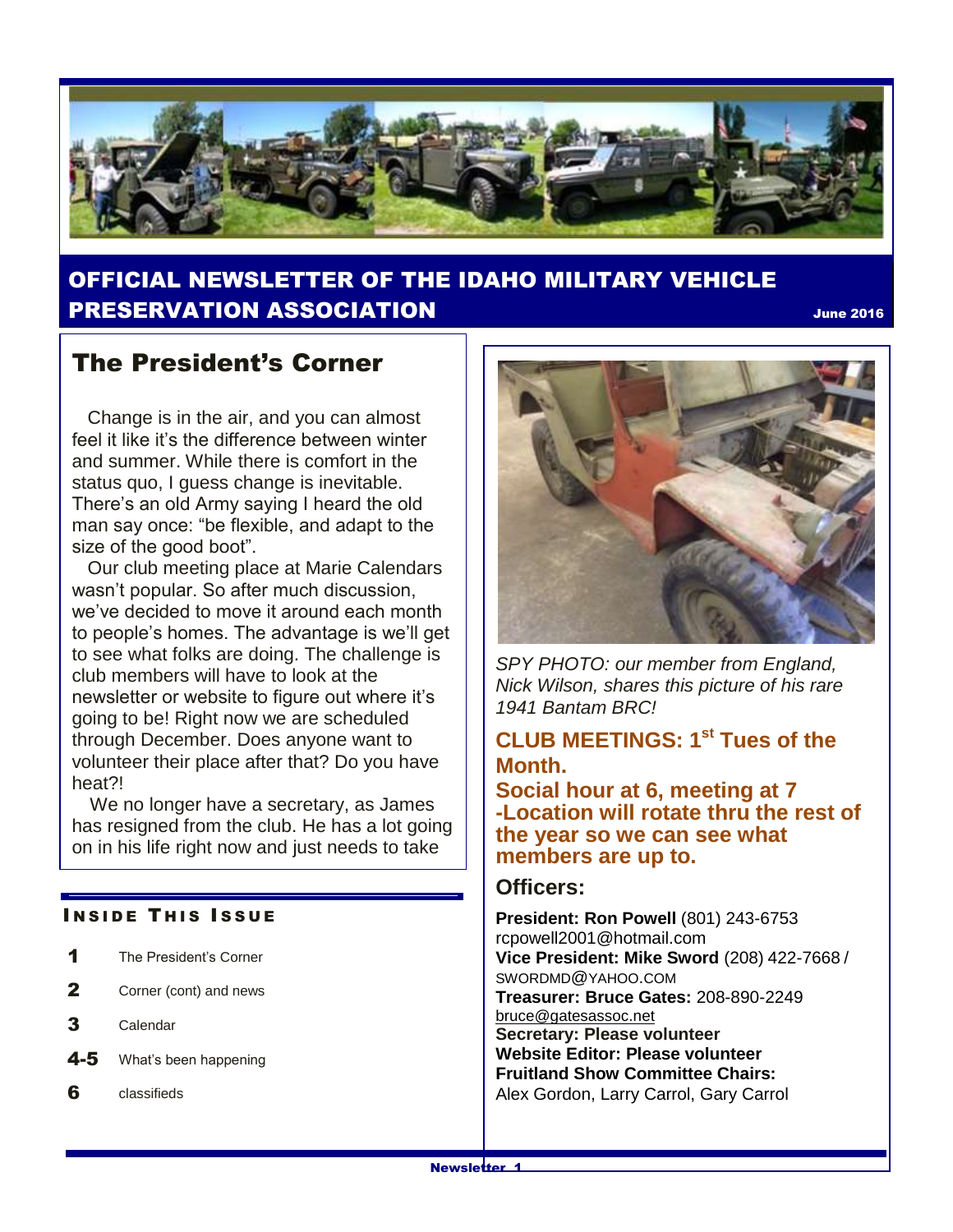# OFFICIAL NEWSLETTER OF THE IDAHO MILITARY VEHICLE PRESERVATION ASSOCIATION

June 2016

## The President's Corner

Change is in the air, and you can almost feel it like it's the difference between winter and summer. While there is comfort in the status quo, I guess change is inevitable. There's an old Army saying I heard the old man say once: "be flexible, and adapt to the size of the good boot".

Our club meeting place at Marie Calendars wasn't popular. So after much discussion, we've decided to move it around each month to people's homes. The advantage is we'll get to see what folks are doing. The challenge is club members will have to look at the newsletter or website to figure out where it's going to be! Right now we are scheduled through December. Does anyone want to volunteer their place after that? Do you have heat?!

We no longer have a secretary, as James has resigned from the club. He has a lot going on in his life right now and just needs to take

### INSIDE THIS ISSUE

| | |
|---|---|
| **1** | The President's Corner |
| **2** | Corner (cont) and news |
| **3** | Calendar |
| **4-5** | What's been happening |
| **6** | classifieds |

*SPY PHOTO: our member from England, Nick Wilson, shares this picture of his rare 1941 Bantam BRC!*

**CLUB MEETINGS: 1st Tues of the Month.**

**Social hour at 6, meeting at 7**

**-Location will rotate thru the rest of the year so we can see what members are up to.**

## Officers:

**President: Ron Powell** (801) 243-6753
rcpowell2001@hotmail.com

**Vice President: Mike Sword** (208) 422-7668 / SWORDMD@YAHOO.COM

**Treasurer: Bruce Gates:** 208-890-2249
bruce@gatesassoc.net

**Secretary: Please volunteer**

**Website Editor: Please volunteer**

**Fruitland Show Committee Chairs:**
Alex Gordon, Larry Carrol, Gary Carrol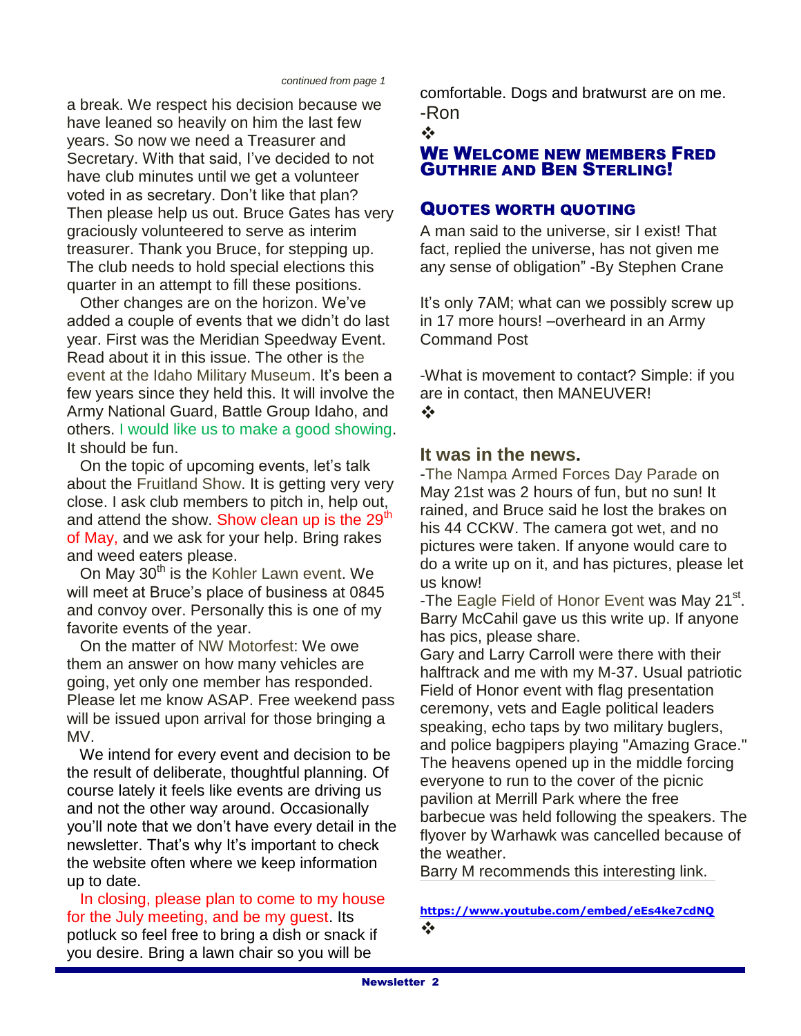*continued from page 1*

a break. We respect his decision because we have leaned so heavily on him the last few years. So now we need a Treasurer and Secretary. With that said, I've decided to not have club minutes until we get a volunteer voted in as secretary. Don't like that plan? Then please help us out. Bruce Gates has very graciously volunteered to serve as interim treasurer. Thank you Bruce, for stepping up. The club needs to hold special elections this quarter in an attempt to fill these positions.

Other changes are on the horizon. We've added a couple of events that we didn't do last year. First was the Meridian Speedway Event. Read about it in this issue. The other is the event at the Idaho Military Museum. It's been a few years since they held this. It will involve the Army National Guard, Battle Group Idaho, and others. I would like us to make a good showing. It should be fun.

On the topic of upcoming events, let's talk about the Fruitland Show. It is getting very very close. I ask club members to pitch in, help out, and attend the show. Show clean up is the 29th of May, and we ask for your help. Bring rakes and weed eaters please.

On May 30th is the Kohler Lawn event. We will meet at Bruce's place of business at 0845 and convoy over. Personally this is one of my favorite events of the year.

On the matter of NW Motorfest: We owe them an answer on how many vehicles are going, yet only one member has responded. Please let me know ASAP. Free weekend pass will be issued upon arrival for those bringing a MV.

We intend for every event and decision to be the result of deliberate, thoughtful planning. Of course lately it feels like events are driving us and not the other way around. Occasionally you'll note that we don't have every detail in the newsletter. That's why It's important to check the website often where we keep information up to date.

In closing, please plan to come to my house for the July meeting, and be my guest. Its potluck so feel free to bring a dish or snack if you desire. Bring a lawn chair so you will be comfortable. Dogs and bratwurst are on me.
-Ron

❖

## We Welcome new members Fred Guthrie and Ben Sterling!

## Quotes worth quoting

A man said to the universe, sir I exist! That fact, replied the universe, has not given me any sense of obligation" -By Stephen Crane

It's only 7AM; what can we possibly screw up in 17 more hours! –overheard in an Army Command Post

-What is movement to contact? Simple: if you are in contact, then MANEUVER!

❖

## It was in the news.

-The Nampa Armed Forces Day Parade on May 21st was 2 hours of fun, but no sun! It rained, and Bruce said he lost the brakes on his 44 CCKW. The camera got wet, and no pictures were taken. If anyone would care to do a write up on it, and has pictures, please let us know!

-The Eagle Field of Honor Event was May 21st. Barry McCahil gave us this write up. If anyone has pics, please share.

Gary and Larry Carroll were there with their halftrack and me with my M-37. Usual patriotic Field of Honor event with flag presentation ceremony, vets and Eagle political leaders speaking, echo taps by two military buglers, and police bagpipers playing "Amazing Grace." The heavens opened up in the middle forcing everyone to run to the cover of the picnic pavilion at Merrill Park where the free barbecue was held following the speakers. The flyover by Warhawk was cancelled because of the weather.

Barry M recommends this interesting link.

**https://www.youtube.com/embed/eEs4ke7cdNQ**

❖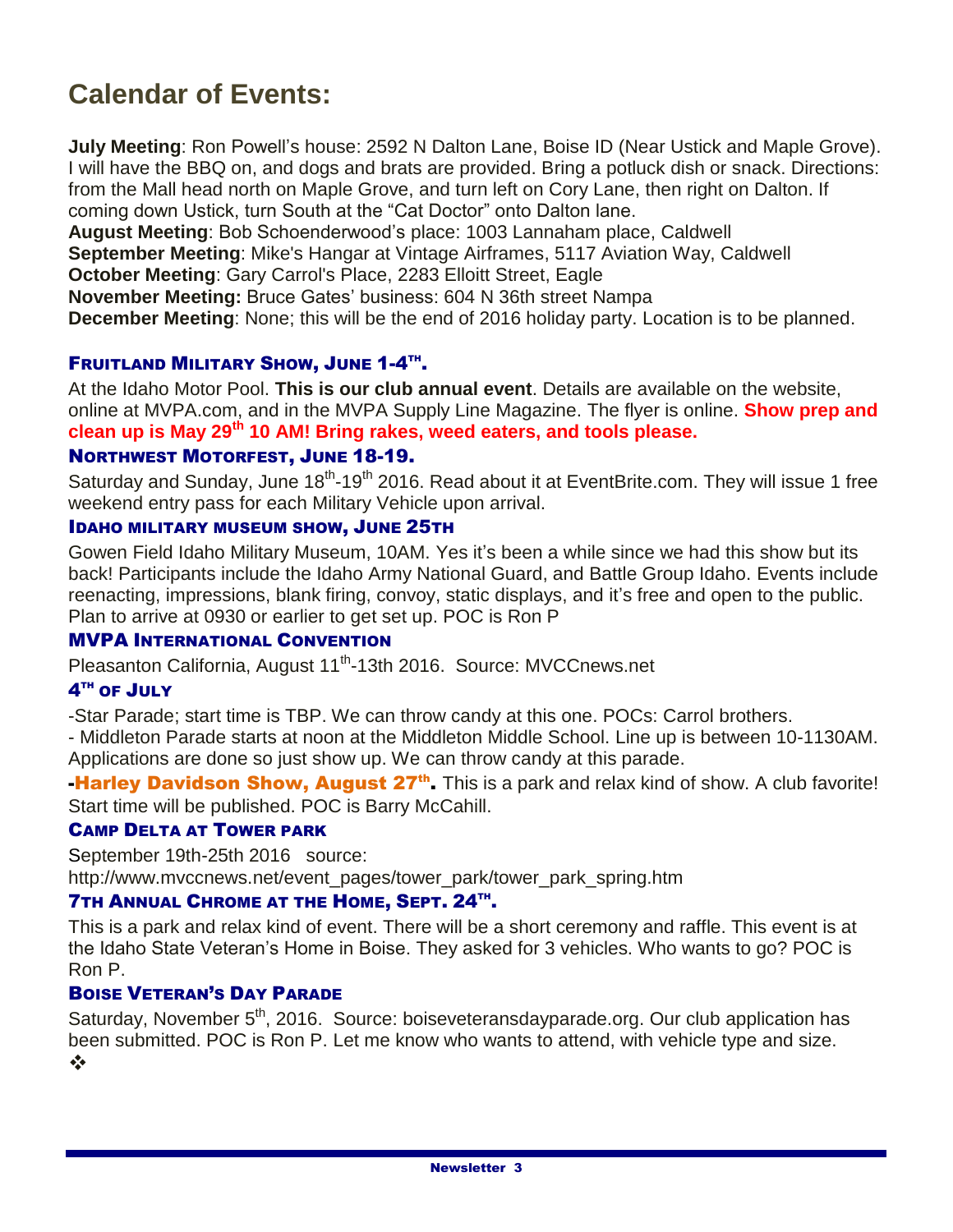# Calendar of Events:

**July Meeting**: Ron Powell's house: 2592 N Dalton Lane, Boise ID (Near Ustick and Maple Grove). I will have the BBQ on, and dogs and brats are provided. Bring a potluck dish or snack. Directions: from the Mall head north on Maple Grove, and turn left on Cory Lane, then right on Dalton. If coming down Ustick, turn South at the "Cat Doctor" onto Dalton lane.
**August Meeting**: Bob Schoenderwood's place: 1003 Lannaham place, Caldwell
**September Meeting**: Mike's Hangar at Vintage Airframes, 5117 Aviation Way, Caldwell
**October Meeting**: Gary Carrol's Place, 2283 Elloitt Street, Eagle
**November Meeting:** Bruce Gates' business: 604 N 36th street Nampa
**December Meeting**: None; this will be the end of 2016 holiday party. Location is to be planned.

### Fruitland Military Show, June 1-4th.

At the Idaho Motor Pool. **This is our club annual event**. Details are available on the website, online at MVPA.com, and in the MVPA Supply Line Magazine. The flyer is online. **Show prep and clean up is May 29th 10 AM! Bring rakes, weed eaters, and tools please.**

### Northwest Motorfest, June 18-19.

Saturday and Sunday, June 18th-19th 2016. Read about it at EventBrite.com. They will issue 1 free weekend entry pass for each Military Vehicle upon arrival.

### Idaho military museum show, June 25th

Gowen Field Idaho Military Museum, 10AM. Yes it's been a while since we had this show but its back! Participants include the Idaho Army National Guard, and Battle Group Idaho. Events include reenacting, impressions, blank firing, convoy, static displays, and it's free and open to the public. Plan to arrive at 0930 or earlier to get set up. POC is Ron P

### MVPA International Convention

Pleasanton California, August 11th-13th 2016. Source: MVCCnews.net

### 4th of July

-Star Parade; start time is TBP. We can throw candy at this one. POCs: Carrol brothers.
- Middleton Parade starts at noon at the Middleton Middle School. Line up is between 10-1130AM. Applications are done so just show up. We can throw candy at this parade.

**-Harley Davidson Show, August 27th.** This is a park and relax kind of show. A club favorite! Start time will be published. POC is Barry McCahill.

### Camp Delta at Tower park

September 19th-25th 2016 source:
http://www.mvccnews.net/event_pages/tower_park/tower_park_spring.htm

### 7th Annual Chrome at the Home, Sept. 24th.

This is a park and relax kind of event. There will be a short ceremony and raffle. This event is at the Idaho State Veteran's Home in Boise. They asked for 3 vehicles. Who wants to go? POC is Ron P.

### Boise Veteran's Day Parade

Saturday, November 5th, 2016. Source: boiseveteransdayparade.org. Our club application has been submitted. POC is Ron P. Let me know who wants to attend, with vehicle type and size.
❖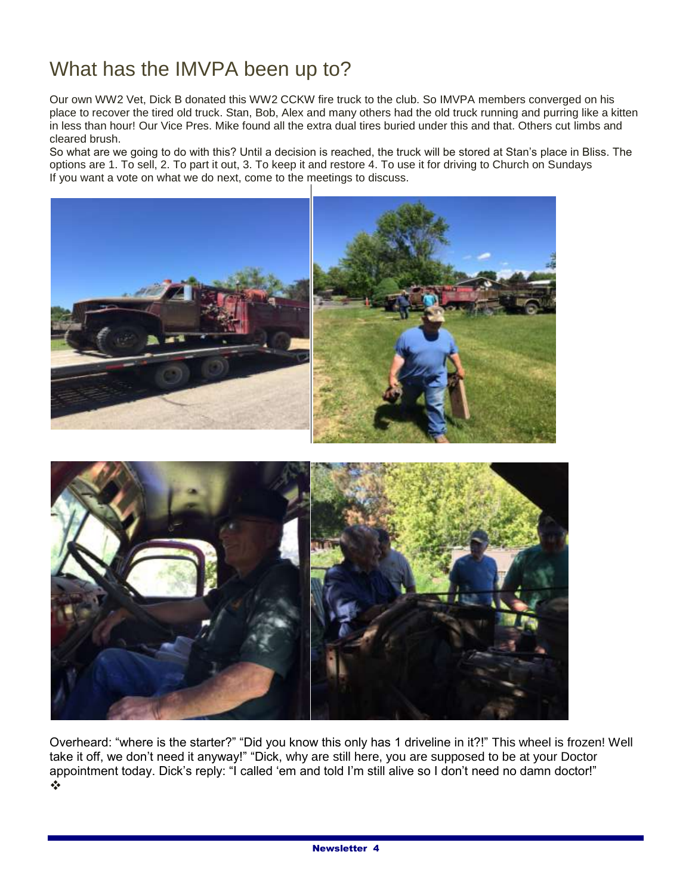# What has the IMVPA been up to?

Our own WW2 Vet, Dick B donated this WW2 CCKW fire truck to the club. So IMVPA members converged on his place to recover the tired old truck. Stan, Bob, Alex and many others had the old truck running and purring like a kitten in less than hour! Our Vice Pres. Mike found all the extra dual tires buried under this and that. Others cut limbs and cleared brush.

So what are we going to do with this? Until a decision is reached, the truck will be stored at Stan's place in Bliss. The options are 1. To sell, 2. To part it out, 3. To keep it and restore 4. To use it for driving to Church on Sundays

If you want a vote on what we do next, come to the meetings to discuss.

Overheard: "where is the starter?" "Did you know this only has 1 driveline in it?!" This wheel is frozen! Well take it off, we don't need it anyway!" "Dick, why are still here, you are supposed to be at your Doctor appointment today. Dick's reply: "I called 'em and told I'm still alive so I don't need no damn doctor!"

❖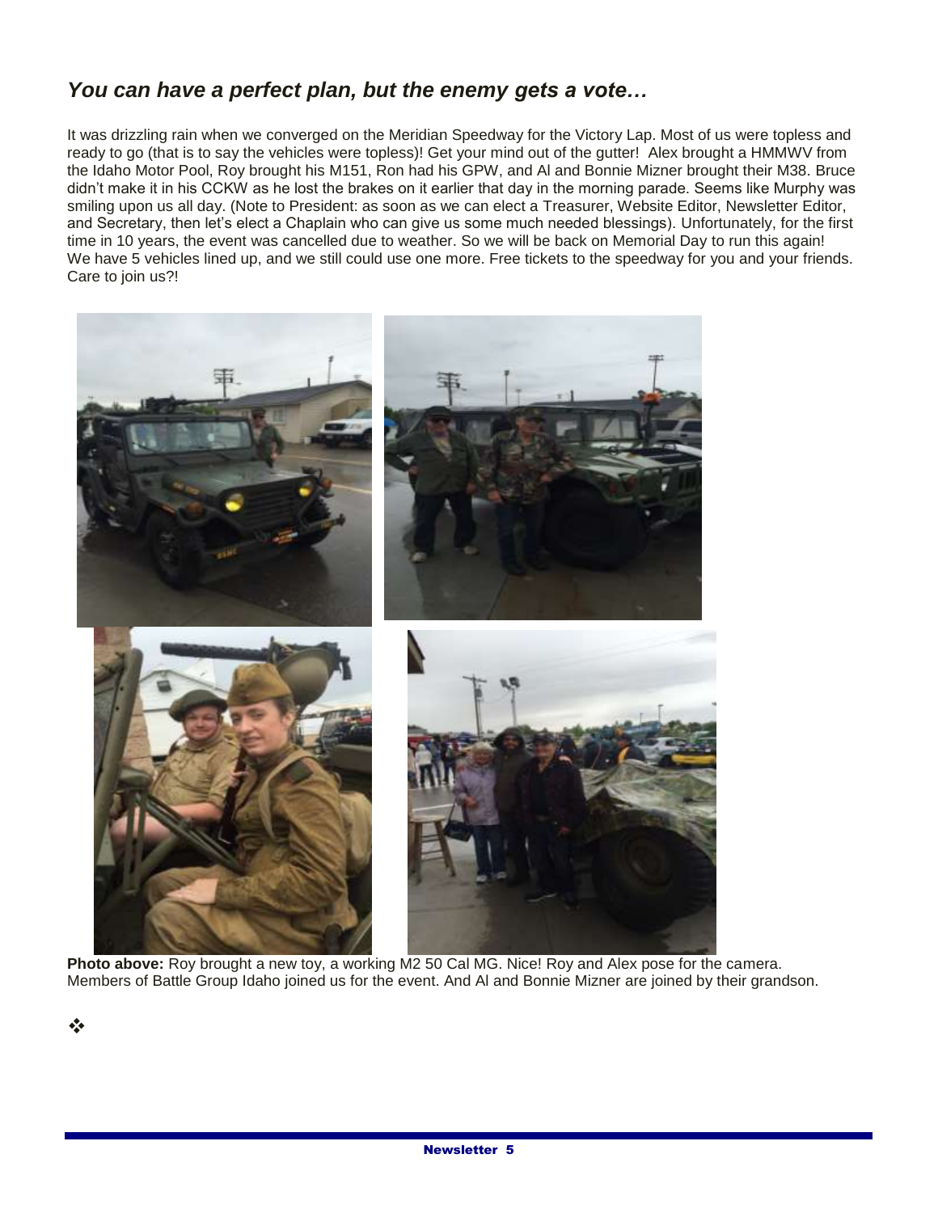## *You can have a perfect plan, but the enemy gets a vote…*

It was drizzling rain when we converged on the Meridian Speedway for the Victory Lap. Most of us were topless and ready to go (that is to say the vehicles were topless)! Get your mind out of the gutter! Alex brought a HMMWV from the Idaho Motor Pool, Roy brought his M151, Ron had his GPW, and Al and Bonnie Mizner brought their M38. Bruce didn't make it in his CCKW as he lost the brakes on it earlier that day in the morning parade. Seems like Murphy was smiling upon us all day. (Note to President: as soon as we can elect a Treasurer, Website Editor, Newsletter Editor, and Secretary, then let's elect a Chaplain who can give us some much needed blessings). Unfortunately, for the first time in 10 years, the event was cancelled due to weather. So we will be back on Memorial Day to run this again! We have 5 vehicles lined up, and we still could use one more. Free tickets to the speedway for you and your friends. Care to join us?!

**Photo above:** Roy brought a new toy, a working M2 50 Cal MG. Nice! Roy and Alex pose for the camera. Members of Battle Group Idaho joined us for the event. And Al and Bonnie Mizner are joined by their grandson.

❖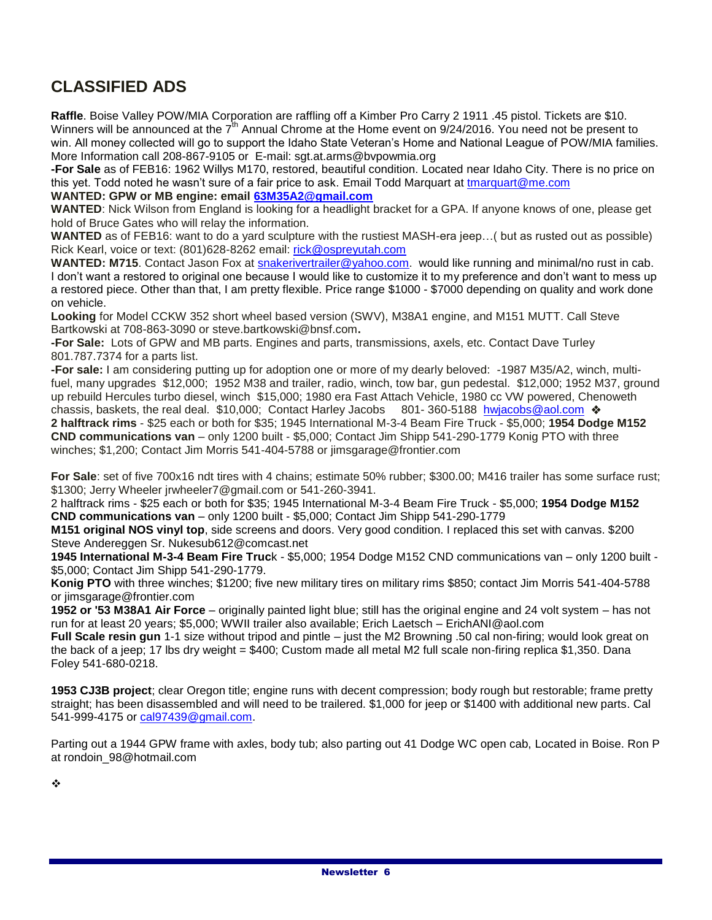## CLASSIFIED ADS

**Raffle**. Boise Valley POW/MIA Corporation are raffling off a Kimber Pro Carry 2 1911 .45 pistol. Tickets are $10. Winners will be announced at the 7th Annual Chrome at the Home event on 9/24/2016. You need not be present to win. All money collected will go to support the Idaho State Veteran's Home and National League of POW/MIA families. More Information call 208-867-9105 or E-mail: sgt.at.arms@bvpowmia.org

**-For Sale** as of FEB16: 1962 Willys M170, restored, beautiful condition. Located near Idaho City. There is no price on this yet. Todd noted he wasn't sure of a fair price to ask. Email Todd Marquart at tmarquart@me.com

**WANTED: GPW or MB engine: email 63M35A2@gmail.com**

**WANTED**: Nick Wilson from England is looking for a headlight bracket for a GPA. If anyone knows of one, please get hold of Bruce Gates who will relay the information.

**WANTED** as of FEB16: want to do a yard sculpture with the rustiest MASH-era jeep…( but as rusted out as possible) Rick Kearl, voice or text: (801)628-8262 email: rick@ospreyutah.com

**WANTED: M715**. Contact Jason Fox at snakerivertrailer@yahoo.com. would like running and minimal/no rust in cab. I don't want a restored to original one because I would like to customize it to my preference and don't want to mess up a restored piece. Other than that, I am pretty flexible. Price range $1000 - $7000 depending on quality and work done on vehicle.

**Looking** for Model CCKW 352 short wheel based version (SWV), M38A1 engine, and M151 MUTT. Call Steve Bartkowski at 708-863-3090 or steve.bartkowski@bnsf.com**.**

**-For Sale:** Lots of GPW and MB parts. Engines and parts, transmissions, axels, etc. Contact Dave Turley 801.787.7374 for a parts list.

**-For sale:** I am considering putting up for adoption one or more of my dearly beloved: -1987 M35/A2, winch, multi-fuel, many upgrades $12,000; 1952 M38 and trailer, radio, winch, tow bar, gun pedestal. $12,000; 1952 M37, ground up rebuild Hercules turbo diesel, winch $15,000; 1980 era Fast Attach Vehicle, 1980 cc VW powered, Chenoweth chassis, baskets, the real deal. $10,000; Contact Harley Jacobs 801- 360-5188 hwjacobs@aol.com ❖

**2 halftrack rims** - $25 each or both for $35; 1945 International M-3-4 Beam Fire Truck - $5,000; **1954 Dodge M152 CND communications van** – only 1200 built - $5,000; Contact Jim Shipp 541-290-1779 Konig PTO with three winches; $1,200; Contact Jim Morris 541-404-5788 or jimsgarage@frontier.com

**For Sale**: set of five 700x16 ndt tires with 4 chains; estimate 50% rubber; $300.00; M416 trailer has some surface rust; $1300; Jerry Wheeler jrwheeler7@gmail.com or 541-260-3941.

2 halftrack rims - $25 each or both for $35; 1945 International M-3-4 Beam Fire Truck - $5,000; **1954 Dodge M152 CND communications van** – only 1200 built - $5,000; Contact Jim Shipp 541-290-1779

**M151 original NOS vinyl top**, side screens and doors. Very good condition. I replaced this set with canvas. $200 Steve Andereggen Sr. Nukesub612@comcast.net

**1945 International M-3-4 Beam Fire Truc**k - $5,000; 1954 Dodge M152 CND communications van – only 1200 built - $5,000; Contact Jim Shipp 541-290-1779.

**Konig PTO** with three winches; $1200; five new military tires on military rims $850; contact Jim Morris 541-404-5788 or jimsgarage@frontier.com

**1952 or '53 M38A1 Air Force** – originally painted light blue; still has the original engine and 24 volt system – has not run for at least 20 years; $5,000; WWII trailer also available; Erich Laetsch – ErichANI@aol.com

**Full Scale resin gun** 1-1 size without tripod and pintle – just the M2 Browning .50 cal non-firing; would look great on the back of a jeep; 17 lbs dry weight = $400; Custom made all metal M2 full scale non-firing replica $1,350. Dana Foley 541-680-0218.

**1953 CJ3B project**; clear Oregon title; engine runs with decent compression; body rough but restorable; frame pretty straight; has been disassembled and will need to be trailered. $1,000 for jeep or $1400 with additional new parts. Cal 541-999-4175 or cal97439@gmail.com.

Parting out a 1944 GPW frame with axles, body tub; also parting out 41 Dodge WC open cab, Located in Boise. Ron P at rondoin_98@hotmail.com

❖